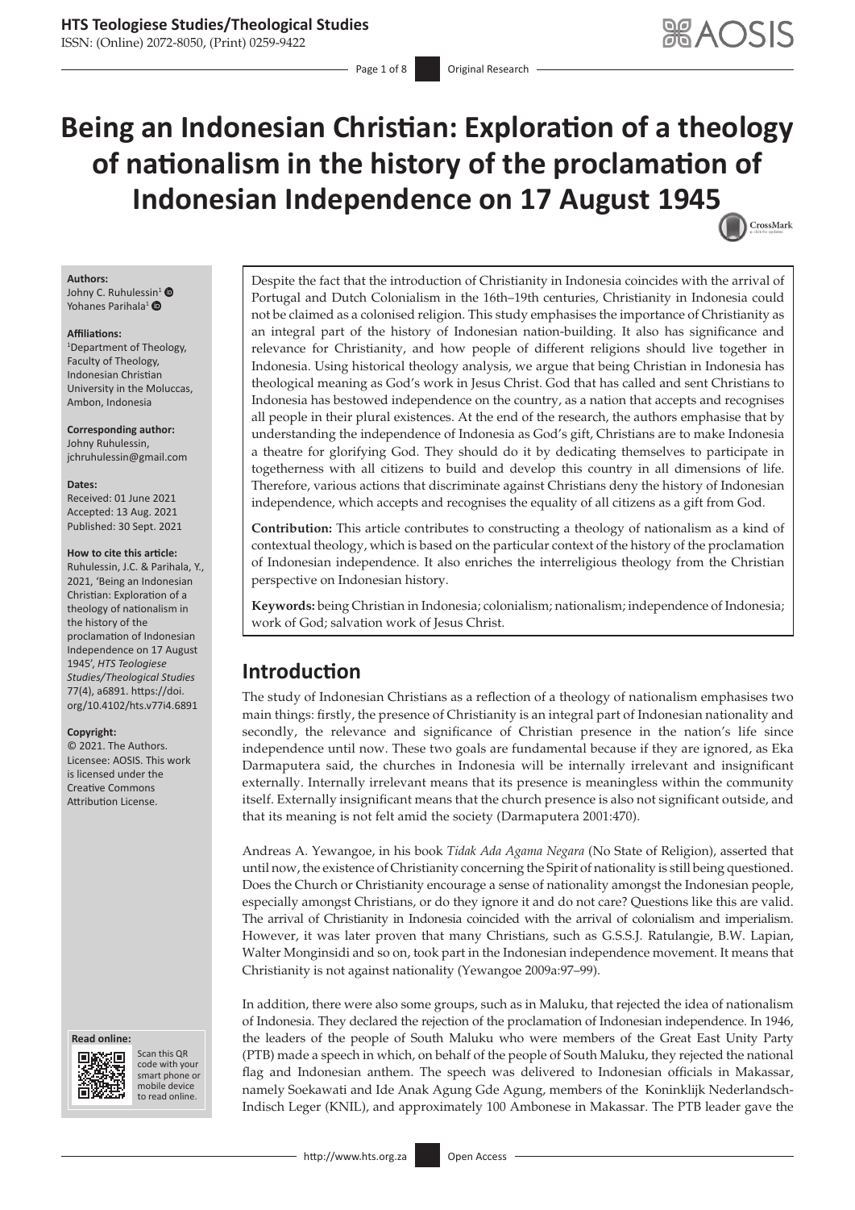# Being an Indonesian Christian: Exploration of a theology of nationalism in the history of the proclamation of Indonesian Independence on 17 August 1945

**Authors:**
Johny C. Ruhulessin[1]
Yohanes Parihala[1]

**Affiliations:**
[1]Department of Theology, Faculty of Theology, Indonesian Christian University in the Moluccas, Ambon, Indonesia

**Corresponding author:**
Johny Ruhulessin,
jchruhulessin@gmail.com

**Dates:**
Received: 01 June 2021
Accepted: 13 Aug. 2021
Published: 30 Sept. 2021

**How to cite this article:**
Ruhulessin, J.C. & Parihala, Y., 2021, 'Being an Indonesian Christian: Exploration of a theology of nationalism in the history of the proclamation of Indonesian Independence on 17 August 1945', *HTS Teologiese Studies/Theological Studies* 77(4), a6891. https://doi.org/10.4102/hts.v77i4.6891

**Copyright:**
© 2021. The Authors. Licensee: AOSIS. This work is licensed under the Creative Commons Attribution License.

Despite the fact that the introduction of Christianity in Indonesia coincides with the arrival of Portugal and Dutch Colonialism in the 16th–19th centuries, Christianity in Indonesia could not be claimed as a colonised religion. This study emphasises the importance of Christianity as an integral part of the history of Indonesian nation-building. It also has significance and relevance for Christianity, and how people of different religions should live together in Indonesia. Using historical theology analysis, we argue that being Christian in Indonesia has theological meaning as God's work in Jesus Christ. God that has called and sent Christians to Indonesia has bestowed independence on the country, as a nation that accepts and recognises all people in their plural existences. At the end of the research, the authors emphasise that by understanding the independence of Indonesia as God's gift, Christians are to make Indonesia a theatre for glorifying God. They should do it by dedicating themselves to participate in togetherness with all citizens to build and develop this country in all dimensions of life. Therefore, various actions that discriminate against Christians deny the history of Indonesian independence, which accepts and recognises the equality of all citizens as a gift from God.

**Contribution:** This article contributes to constructing a theology of nationalism as a kind of contextual theology, which is based on the particular context of the history of the proclamation of Indonesian independence. It also enriches the interreligious theology from the Christian perspective on Indonesian history.

**Keywords:** being Christian in Indonesia; colonialism; nationalism; independence of Indonesia; work of God; salvation work of Jesus Christ.

## Introduction

The study of Indonesian Christians as a reflection of a theology of nationalism emphasises two main things: firstly, the presence of Christianity is an integral part of Indonesian nationality and secondly, the relevance and significance of Christian presence in the nation's life since independence until now. These two goals are fundamental because if they are ignored, as Eka Darmaputera said, the churches in Indonesia will be internally irrelevant and insignificant externally. Internally irrelevant means that its presence is meaningless within the community itself. Externally insignificant means that the church presence is also not significant outside, and that its meaning is not felt amid the society (Darmaputera 2001:470).

Andreas A. Yewangoe, in his book *Tidak Ada Agama Negara* (No State of Religion), asserted that until now, the existence of Christianity concerning the Spirit of nationality is still being questioned. Does the Church or Christianity encourage a sense of nationality amongst the Indonesian people, especially amongst Christians, or do they ignore it and do not care? Questions like this are valid. The arrival of Christianity in Indonesia coincided with the arrival of colonialism and imperialism. However, it was later proven that many Christians, such as G.S.S.J. Ratulangie, B.W. Lapian, Walter Monginsidi and so on, took part in the Indonesian independence movement. It means that Christianity is not against nationality (Yewangoe 2009a:97–99).

In addition, there were also some groups, such as in Maluku, that rejected the idea of nationalism of Indonesia. They declared the rejection of the proclamation of Indonesian independence. In 1946, the leaders of the people of South Maluku who were members of the Great East Unity Party (PTB) made a speech in which, on behalf of the people of South Maluku, they rejected the national flag and Indonesian anthem. The speech was delivered to Indonesian officials in Makassar, namely Soekawati and Ide Anak Agung Gde Agung, members of the Koninklijk Nederlandsch-Indisch Leger (KNIL), and approximately 100 Ambonese in Makassar. The PTB leader gave the

**Read online:**
Scan this QR code with your smart phone or mobile device to read online.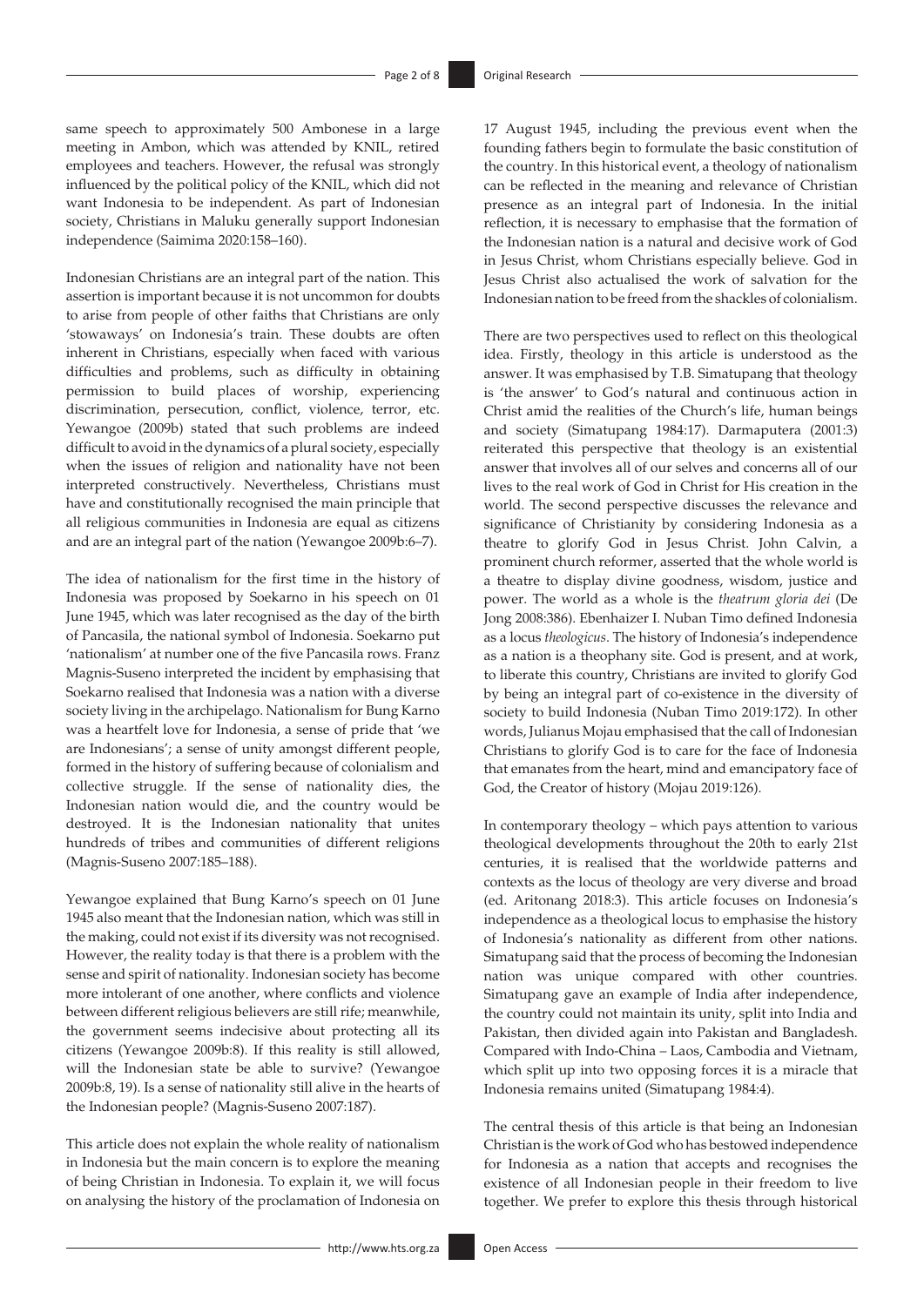same speech to approximately 500 Ambonese in a large meeting in Ambon, which was attended by KNIL, retired employees and teachers. However, the refusal was strongly influenced by the political policy of the KNIL, which did not want Indonesia to be independent. As part of Indonesian society, Christians in Maluku generally support Indonesian independence (Saimima 2020:158–160).

Indonesian Christians are an integral part of the nation. This assertion is important because it is not uncommon for doubts to arise from people of other faiths that Christians are only 'stowaways' on Indonesia's train. These doubts are often inherent in Christians, especially when faced with various difficulties and problems, such as difficulty in obtaining permission to build places of worship, experiencing discrimination, persecution, conflict, violence, terror, etc. Yewangoe (2009b) stated that such problems are indeed difficult to avoid in the dynamics of a plural society, especially when the issues of religion and nationality have not been interpreted constructively. Nevertheless, Christians must have and constitutionally recognised the main principle that all religious communities in Indonesia are equal as citizens and are an integral part of the nation (Yewangoe 2009b:6–7).

The idea of nationalism for the first time in the history of Indonesia was proposed by Soekarno in his speech on 01 June 1945, which was later recognised as the day of the birth of Pancasila, the national symbol of Indonesia. Soekarno put 'nationalism' at number one of the five Pancasila rows. Franz Magnis-Suseno interpreted the incident by emphasising that Soekarno realised that Indonesia was a nation with a diverse society living in the archipelago. Nationalism for Bung Karno was a heartfelt love for Indonesia, a sense of pride that 'we are Indonesians'; a sense of unity amongst different people, formed in the history of suffering because of colonialism and collective struggle. If the sense of nationality dies, the Indonesian nation would die, and the country would be destroyed. It is the Indonesian nationality that unites hundreds of tribes and communities of different religions (Magnis-Suseno 2007:185–188).

Yewangoe explained that Bung Karno's speech on 01 June 1945 also meant that the Indonesian nation, which was still in the making, could not exist if its diversity was not recognised. However, the reality today is that there is a problem with the sense and spirit of nationality. Indonesian society has become more intolerant of one another, where conflicts and violence between different religious believers are still rife; meanwhile, the government seems indecisive about protecting all its citizens (Yewangoe 2009b:8). If this reality is still allowed, will the Indonesian state be able to survive? (Yewangoe 2009b:8, 19). Is a sense of nationality still alive in the hearts of the Indonesian people? (Magnis-Suseno 2007:187).

This article does not explain the whole reality of nationalism in Indonesia but the main concern is to explore the meaning of being Christian in Indonesia. To explain it, we will focus on analysing the history of the proclamation of Indonesia on 17 August 1945, including the previous event when the founding fathers begin to formulate the basic constitution of the country. In this historical event, a theology of nationalism can be reflected in the meaning and relevance of Christian presence as an integral part of Indonesia. In the initial reflection, it is necessary to emphasise that the formation of the Indonesian nation is a natural and decisive work of God in Jesus Christ, whom Christians especially believe. God in Jesus Christ also actualised the work of salvation for the Indonesian nation to be freed from the shackles of colonialism.

There are two perspectives used to reflect on this theological idea. Firstly, theology in this article is understood as the answer. It was emphasised by T.B. Simatupang that theology is 'the answer' to God's natural and continuous action in Christ amid the realities of the Church's life, human beings and society (Simatupang 1984:17). Darmaputera (2001:3) reiterated this perspective that theology is an existential answer that involves all of our selves and concerns all of our lives to the real work of God in Christ for His creation in the world. The second perspective discusses the relevance and significance of Christianity by considering Indonesia as a theatre to glorify God in Jesus Christ. John Calvin, a prominent church reformer, asserted that the whole world is a theatre to display divine goodness, wisdom, justice and power. The world as a whole is the *theatrum gloria dei* (De Jong 2008:386). Ebenhaizer I. Nuban Timo defined Indonesia as a locus *theologicus*. The history of Indonesia's independence as a nation is a theophany site. God is present, and at work, to liberate this country, Christians are invited to glorify God by being an integral part of co-existence in the diversity of society to build Indonesia (Nuban Timo 2019:172). In other words, Julianus Mojau emphasised that the call of Indonesian Christians to glorify God is to care for the face of Indonesia that emanates from the heart, mind and emancipatory face of God, the Creator of history (Mojau 2019:126).

In contemporary theology – which pays attention to various theological developments throughout the 20th to early 21st centuries, it is realised that the worldwide patterns and contexts as the locus of theology are very diverse and broad (ed. Aritonang 2018:3). This article focuses on Indonesia's independence as a theological locus to emphasise the history of Indonesia's nationality as different from other nations. Simatupang said that the process of becoming the Indonesian nation was unique compared with other countries. Simatupang gave an example of India after independence, the country could not maintain its unity, split into India and Pakistan, then divided again into Pakistan and Bangladesh. Compared with Indo-China – Laos, Cambodia and Vietnam, which split up into two opposing forces it is a miracle that Indonesia remains united (Simatupang 1984:4).

The central thesis of this article is that being an Indonesian Christian is the work of God who has bestowed independence for Indonesia as a nation that accepts and recognises the existence of all Indonesian people in their freedom to live together. We prefer to explore this thesis through historical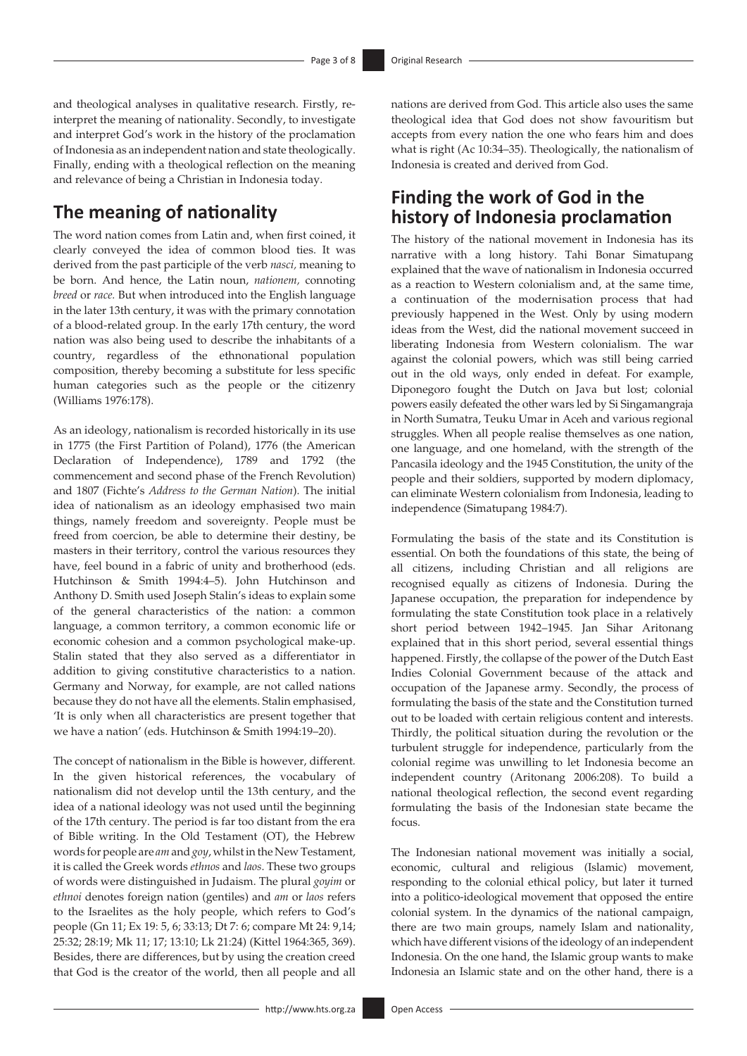and theological analyses in qualitative research. Firstly, re-interpret the meaning of nationality. Secondly, to investigate and interpret God's work in the history of the proclamation of Indonesia as an independent nation and state theologically. Finally, ending with a theological reflection on the meaning and relevance of being a Christian in Indonesia today.

## The meaning of nationality

The word nation comes from Latin and, when first coined, it clearly conveyed the idea of common blood ties. It was derived from the past participle of the verb *nasci*, meaning to be born. And hence, the Latin noun, *nationem*, connoting *breed* or *race*. But when introduced into the English language in the later 13th century, it was with the primary connotation of a blood-related group. In the early 17th century, the word nation was also being used to describe the inhabitants of a country, regardless of the ethnonational population composition, thereby becoming a substitute for less specific human categories such as the people or the citizenry (Williams 1976:178).

As an ideology, nationalism is recorded historically in its use in 1775 (the First Partition of Poland), 1776 (the American Declaration of Independence), 1789 and 1792 (the commencement and second phase of the French Revolution) and 1807 (Fichte's *Address to the German Nation*). The initial idea of nationalism as an ideology emphasised two main things, namely freedom and sovereignty. People must be freed from coercion, be able to determine their destiny, be masters in their territory, control the various resources they have, feel bound in a fabric of unity and brotherhood (eds. Hutchinson & Smith 1994:4–5). John Hutchinson and Anthony D. Smith used Joseph Stalin's ideas to explain some of the general characteristics of the nation: a common language, a common territory, a common economic life or economic cohesion and a common psychological make-up. Stalin stated that they also served as a differentiator in addition to giving constitutive characteristics to a nation. Germany and Norway, for example, are not called nations because they do not have all the elements. Stalin emphasised, 'It is only when all characteristics are present together that we have a nation' (eds. Hutchinson & Smith 1994:19–20).

The concept of nationalism in the Bible is however, different. In the given historical references, the vocabulary of nationalism did not develop until the 13th century, and the idea of a national ideology was not used until the beginning of the 17th century. The period is far too distant from the era of Bible writing. In the Old Testament (OT), the Hebrew words for people are *am* and *goy*, whilst in the New Testament, it is called the Greek words *ethnos* and *laos*. These two groups of words were distinguished in Judaism. The plural *goyim* or *ethnoi* denotes foreign nation (gentiles) and *am* or *laos* refers to the Israelites as the holy people, which refers to God's people (Gn 11; Ex 19: 5, 6; 33:13; Dt 7: 6; compare Mt 24: 9,14; 25:32; 28:19; Mk 11; 17; 13:10; Lk 21:24) (Kittel 1964:365, 369). Besides, there are differences, but by using the creation creed that God is the creator of the world, then all people and all nations are derived from God. This article also uses the same theological idea that God does not show favouritism but accepts from every nation the one who fears him and does what is right (Ac 10:34–35). Theologically, the nationalism of Indonesia is created and derived from God.

## Finding the work of God in the history of Indonesia proclamation

The history of the national movement in Indonesia has its narrative with a long history. Tahi Bonar Simatupang explained that the wave of nationalism in Indonesia occurred as a reaction to Western colonialism and, at the same time, a continuation of the modernisation process that had previously happened in the West. Only by using modern ideas from the West, did the national movement succeed in liberating Indonesia from Western colonialism. The war against the colonial powers, which was still being carried out in the old ways, only ended in defeat. For example, Diponegoro fought the Dutch on Java but lost; colonial powers easily defeated the other wars led by Si Singamangraja in North Sumatra, Teuku Umar in Aceh and various regional struggles. When all people realise themselves as one nation, one language, and one homeland, with the strength of the Pancasila ideology and the 1945 Constitution, the unity of the people and their soldiers, supported by modern diplomacy, can eliminate Western colonialism from Indonesia, leading to independence (Simatupang 1984:7).

Formulating the basis of the state and its Constitution is essential. On both the foundations of this state, the being of all citizens, including Christian and all religions are recognised equally as citizens of Indonesia. During the Japanese occupation, the preparation for independence by formulating the state Constitution took place in a relatively short period between 1942–1945. Jan Sihar Aritonang explained that in this short period, several essential things happened. Firstly, the collapse of the power of the Dutch East Indies Colonial Government because of the attack and occupation of the Japanese army. Secondly, the process of formulating the basis of the state and the Constitution turned out to be loaded with certain religious content and interests. Thirdly, the political situation during the revolution or the turbulent struggle for independence, particularly from the colonial regime was unwilling to let Indonesia become an independent country (Aritonang 2006:208). To build a national theological reflection, the second event regarding formulating the basis of the Indonesian state became the focus.

The Indonesian national movement was initially a social, economic, cultural and religious (Islamic) movement, responding to the colonial ethical policy, but later it turned into a politico-ideological movement that opposed the entire colonial system. In the dynamics of the national campaign, there are two main groups, namely Islam and nationality, which have different visions of the ideology of an independent Indonesia. On the one hand, the Islamic group wants to make Indonesia an Islamic state and on the other hand, there is a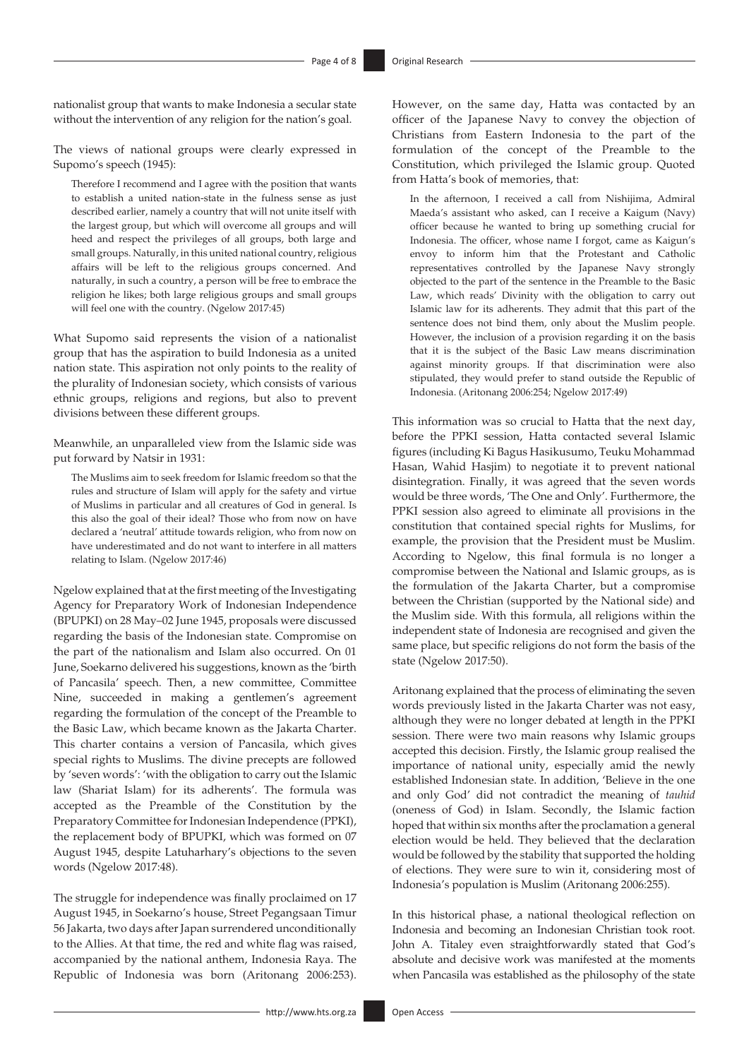nationalist group that wants to make Indonesia a secular state without the intervention of any religion for the nation's goal.

The views of national groups were clearly expressed in Supomo's speech (1945):

> Therefore I recommend and I agree with the position that wants to establish a united nation-state in the fulness sense as just described earlier, namely a country that will not unite itself with the largest group, but which will overcome all groups and will heed and respect the privileges of all groups, both large and small groups. Naturally, in this united national country, religious affairs will be left to the religious groups concerned. And naturally, in such a country, a person will be free to embrace the religion he likes; both large religious groups and small groups will feel one with the country. (Ngelow 2017:45)

What Supomo said represents the vision of a nationalist group that has the aspiration to build Indonesia as a united nation state. This aspiration not only points to the reality of the plurality of Indonesian society, which consists of various ethnic groups, religions and regions, but also to prevent divisions between these different groups.

Meanwhile, an unparalleled view from the Islamic side was put forward by Natsir in 1931:

> The Muslims aim to seek freedom for Islamic freedom so that the rules and structure of Islam will apply for the safety and virtue of Muslims in particular and all creatures of God in general. Is this also the goal of their ideal? Those who from now on have declared a 'neutral' attitude towards religion, who from now on have underestimated and do not want to interfere in all matters relating to Islam. (Ngelow 2017:46)

Ngelow explained that at the first meeting of the Investigating Agency for Preparatory Work of Indonesian Independence (BPUPKI) on 28 May–02 June 1945, proposals were discussed regarding the basis of the Indonesian state. Compromise on the part of the nationalism and Islam also occurred. On 01 June, Soekarno delivered his suggestions, known as the 'birth of Pancasila' speech. Then, a new committee, Committee Nine, succeeded in making a gentlemen's agreement regarding the formulation of the concept of the Preamble to the Basic Law, which became known as the Jakarta Charter. This charter contains a version of Pancasila, which gives special rights to Muslims. The divine precepts are followed by 'seven words': 'with the obligation to carry out the Islamic law (Shariat Islam) for its adherents'. The formula was accepted as the Preamble of the Constitution by the Preparatory Committee for Indonesian Independence (PPKI), the replacement body of BPUPKI, which was formed on 07 August 1945, despite Latuharhary's objections to the seven words (Ngelow 2017:48).

The struggle for independence was finally proclaimed on 17 August 1945, in Soekarno's house, Street Pegangsaan Timur 56 Jakarta, two days after Japan surrendered unconditionally to the Allies. At that time, the red and white flag was raised, accompanied by the national anthem, Indonesia Raya. The Republic of Indonesia was born (Aritonang 2006:253). However, on the same day, Hatta was contacted by an officer of the Japanese Navy to convey the objection of Christians from Eastern Indonesia to the part of the formulation of the concept of the Preamble to the Constitution, which privileged the Islamic group. Quoted from Hatta's book of memories, that:

> In the afternoon, I received a call from Nishijima, Admiral Maeda's assistant who asked, can I receive a Kaigum (Navy) officer because he wanted to bring up something crucial for Indonesia. The officer, whose name I forgot, came as Kaigun's envoy to inform him that the Protestant and Catholic representatives controlled by the Japanese Navy strongly objected to the part of the sentence in the Preamble to the Basic Law, which reads' Divinity with the obligation to carry out Islamic law for its adherents. They admit that this part of the sentence does not bind them, only about the Muslim people. However, the inclusion of a provision regarding it on the basis that it is the subject of the Basic Law means discrimination against minority groups. If that discrimination were also stipulated, they would prefer to stand outside the Republic of Indonesia. (Aritonang 2006:254; Ngelow 2017:49)

This information was so crucial to Hatta that the next day, before the PPKI session, Hatta contacted several Islamic figures (including Ki Bagus Hasikusumo, Teuku Mohammad Hasan, Wahid Hasjim) to negotiate it to prevent national disintegration. Finally, it was agreed that the seven words would be three words, 'The One and Only'. Furthermore, the PPKI session also agreed to eliminate all provisions in the constitution that contained special rights for Muslims, for example, the provision that the President must be Muslim. According to Ngelow, this final formula is no longer a compromise between the National and Islamic groups, as is the formulation of the Jakarta Charter, but a compromise between the Christian (supported by the National side) and the Muslim side. With this formula, all religions within the independent state of Indonesia are recognised and given the same place, but specific religions do not form the basis of the state (Ngelow 2017:50).

Aritonang explained that the process of eliminating the seven words previously listed in the Jakarta Charter was not easy, although they were no longer debated at length in the PPKI session. There were two main reasons why Islamic groups accepted this decision. Firstly, the Islamic group realised the importance of national unity, especially amid the newly established Indonesian state. In addition, 'Believe in the one and only God' did not contradict the meaning of *tauhid* (oneness of God) in Islam. Secondly, the Islamic faction hoped that within six months after the proclamation a general election would be held. They believed that the declaration would be followed by the stability that supported the holding of elections. They were sure to win it, considering most of Indonesia's population is Muslim (Aritonang 2006:255).

In this historical phase, a national theological reflection on Indonesia and becoming an Indonesian Christian took root. John A. Titaley even straightforwardly stated that God's absolute and decisive work was manifested at the moments when Pancasila was established as the philosophy of the state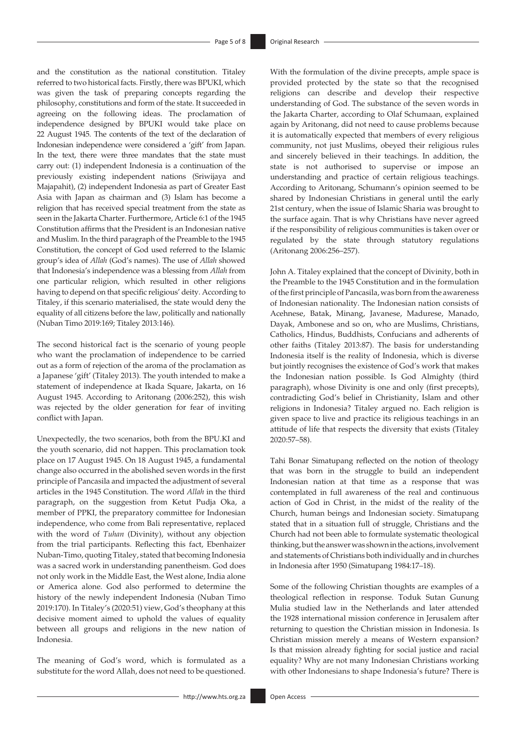and the constitution as the national constitution. Titaley referred to two historical facts. Firstly, there was BPUKI, which was given the task of preparing concepts regarding the philosophy, constitutions and form of the state. It succeeded in agreeing on the following ideas. The proclamation of independence designed by BPUKI would take place on 22 August 1945. The contents of the text of the declaration of Indonesian independence were considered a 'gift' from Japan. In the text, there were three mandates that the state must carry out: (1) independent Indonesia is a continuation of the previously existing independent nations (Sriwijaya and Majapahit), (2) independent Indonesia as part of Greater East Asia with Japan as chairman and (3) Islam has become a religion that has received special treatment from the state as seen in the Jakarta Charter. Furthermore, Article 6:1 of the 1945 Constitution affirms that the President is an Indonesian native and Muslim. In the third paragraph of the Preamble to the 1945 Constitution, the concept of God used referred to the Islamic group's idea of *Allah* (God's names). The use of *Allah* showed that Indonesia's independence was a blessing from *Allah* from one particular religion, which resulted in other religions having to depend on that specific religious' deity. According to Titaley, if this scenario materialised, the state would deny the equality of all citizens before the law, politically and nationally (Nuban Timo 2019:169; Titaley 2013:146).

The second historical fact is the scenario of young people who want the proclamation of independence to be carried out as a form of rejection of the aroma of the proclamation as a Japanese 'gift' (Titaley 2013). The youth intended to make a statement of independence at Ikada Square, Jakarta, on 16 August 1945. According to Aritonang (2006:252), this wish was rejected by the older generation for fear of inviting conflict with Japan.

Unexpectedly, the two scenarios, both from the BPU.KI and the youth scenario, did not happen. This proclamation took place on 17 August 1945. On 18 August 1945, a fundamental change also occurred in the abolished seven words in the first principle of Pancasila and impacted the adjustment of several articles in the 1945 Constitution. The word *Allah* in the third paragraph, on the suggestion from Ketut Pudja Oka, a member of PPKI, the preparatory committee for Indonesian independence, who come from Bali representative, replaced with the word of *Tuhan* (Divinity), without any objection from the trial participants. Reflecting this fact, Ebenhaizer Nuban-Timo, quoting Titaley, stated that becoming Indonesia was a sacred work in understanding panentheism. God does not only work in the Middle East, the West alone, India alone or America alone. God also performed to determine the history of the newly independent Indonesia (Nuban Timo 2019:170). In Titaley's (2020:51) view, God's theophany at this decisive moment aimed to uphold the values of equality between all groups and religions in the new nation of Indonesia.

The meaning of God's word, which is formulated as a substitute for the word Allah, does not need to be questioned. With the formulation of the divine precepts, ample space is provided protected by the state so that the recognised religions can describe and develop their respective understanding of God. The substance of the seven words in the Jakarta Charter, according to Olaf Schumaan, explained again by Aritonang, did not need to cause problems because it is automatically expected that members of every religious community, not just Muslims, obeyed their religious rules and sincerely believed in their teachings. In addition, the state is not authorised to supervise or impose an understanding and practice of certain religious teachings. According to Aritonang, Schumann's opinion seemed to be shared by Indonesian Christians in general until the early 21st century, when the issue of Islamic Sharia was brought to the surface again. That is why Christians have never agreed if the responsibility of religious communities is taken over or regulated by the state through statutory regulations (Aritonang 2006:256–257).

John A. Titaley explained that the concept of Divinity, both in the Preamble to the 1945 Constitution and in the formulation of the first principle of Pancasila, was born from the awareness of Indonesian nationality. The Indonesian nation consists of Acehnese, Batak, Minang, Javanese, Madurese, Manado, Dayak, Ambonese and so on, who are Muslims, Christians, Catholics, Hindus, Buddhists, Confucians and adherents of other faiths (Titaley 2013:87). The basis for understanding Indonesia itself is the reality of Indonesia, which is diverse but jointly recognises the existence of God's work that makes the Indonesian nation possible. Is God Almighty (third paragraph), whose Divinity is one and only (first precepts), contradicting God's belief in Christianity, Islam and other religions in Indonesia? Titaley argued no. Each religion is given space to live and practice its religious teachings in an attitude of life that respects the diversity that exists (Titaley 2020:57–58).

Tahi Bonar Simatupang reflected on the notion of theology that was born in the struggle to build an independent Indonesian nation at that time as a response that was contemplated in full awareness of the real and continuous action of God in Christ, in the midst of the reality of the Church, human beings and Indonesian society. Simatupang stated that in a situation full of struggle, Christians and the Church had not been able to formulate systematic theological thinking, but the answer was shown in the actions, involvement and statements of Christians both individually and in churches in Indonesia after 1950 (Simatupang 1984:17–18).

Some of the following Christian thoughts are examples of a theological reflection in response. Toduk Sutan Gunung Mulia studied law in the Netherlands and later attended the 1928 international mission conference in Jerusalem after returning to question the Christian mission in Indonesia. Is Christian mission merely a means of Western expansion? Is that mission already fighting for social justice and racial equality? Why are not many Indonesian Christians working with other Indonesians to shape Indonesia's future? There is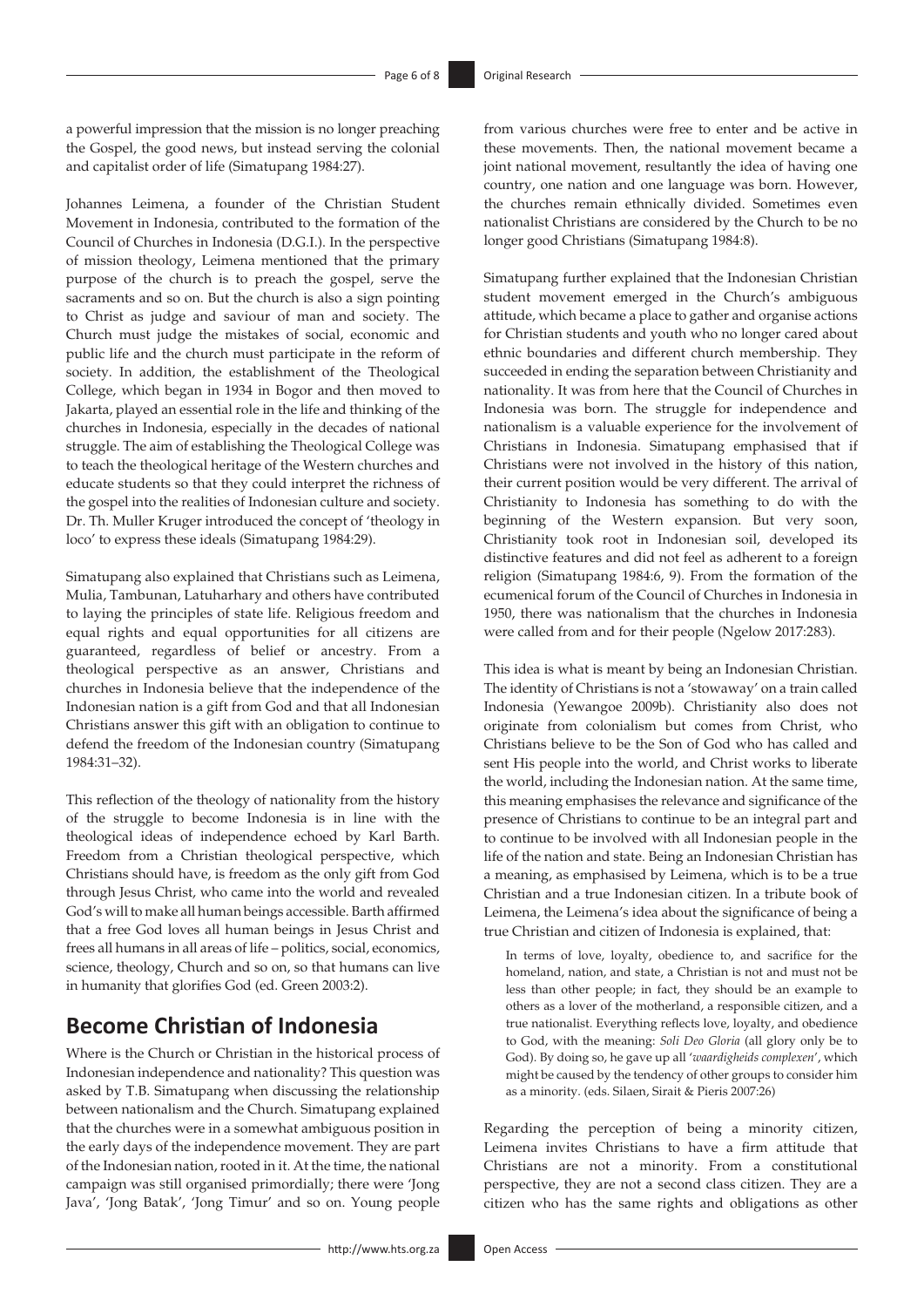a powerful impression that the mission is no longer preaching the Gospel, the good news, but instead serving the colonial and capitalist order of life (Simatupang 1984:27).

Johannes Leimena, a founder of the Christian Student Movement in Indonesia, contributed to the formation of the Council of Churches in Indonesia (D.G.I.). In the perspective of mission theology, Leimena mentioned that the primary purpose of the church is to preach the gospel, serve the sacraments and so on. But the church is also a sign pointing to Christ as judge and saviour of man and society. The Church must judge the mistakes of social, economic and public life and the church must participate in the reform of society. In addition, the establishment of the Theological College, which began in 1934 in Bogor and then moved to Jakarta, played an essential role in the life and thinking of the churches in Indonesia, especially in the decades of national struggle. The aim of establishing the Theological College was to teach the theological heritage of the Western churches and educate students so that they could interpret the richness of the gospel into the realities of Indonesian culture and society. Dr. Th. Muller Kruger introduced the concept of 'theology in loco' to express these ideals (Simatupang 1984:29).

Simatupang also explained that Christians such as Leimena, Mulia, Tambunan, Latuharhary and others have contributed to laying the principles of state life. Religious freedom and equal rights and equal opportunities for all citizens are guaranteed, regardless of belief or ancestry. From a theological perspective as an answer, Christians and churches in Indonesia believe that the independence of the Indonesian nation is a gift from God and that all Indonesian Christians answer this gift with an obligation to continue to defend the freedom of the Indonesian country (Simatupang 1984:31–32).

This reflection of the theology of nationality from the history of the struggle to become Indonesia is in line with the theological ideas of independence echoed by Karl Barth. Freedom from a Christian theological perspective, which Christians should have, is freedom as the only gift from God through Jesus Christ, who came into the world and revealed God's will to make all human beings accessible. Barth affirmed that a free God loves all human beings in Jesus Christ and frees all humans in all areas of life – politics, social, economics, science, theology, Church and so on, so that humans can live in humanity that glorifies God (ed. Green 2003:2).

## Become Christian of Indonesia

Where is the Church or Christian in the historical process of Indonesian independence and nationality? This question was asked by T.B. Simatupang when discussing the relationship between nationalism and the Church. Simatupang explained that the churches were in a somewhat ambiguous position in the early days of the independence movement. They are part of the Indonesian nation, rooted in it. At the time, the national campaign was still organised primordially; there were 'Jong Java', 'Jong Batak', 'Jong Timur' and so on. Young people from various churches were free to enter and be active in these movements. Then, the national movement became a joint national movement, resultantly the idea of having one country, one nation and one language was born. However, the churches remain ethnically divided. Sometimes even nationalist Christians are considered by the Church to be no longer good Christians (Simatupang 1984:8).

Simatupang further explained that the Indonesian Christian student movement emerged in the Church's ambiguous attitude, which became a place to gather and organise actions for Christian students and youth who no longer cared about ethnic boundaries and different church membership. They succeeded in ending the separation between Christianity and nationality. It was from here that the Council of Churches in Indonesia was born. The struggle for independence and nationalism is a valuable experience for the involvement of Christians in Indonesia. Simatupang emphasised that if Christians were not involved in the history of this nation, their current position would be very different. The arrival of Christianity to Indonesia has something to do with the beginning of the Western expansion. But very soon, Christianity took root in Indonesian soil, developed its distinctive features and did not feel as adherent to a foreign religion (Simatupang 1984:6, 9). From the formation of the ecumenical forum of the Council of Churches in Indonesia in 1950, there was nationalism that the churches in Indonesia were called from and for their people (Ngelow 2017:283).

This idea is what is meant by being an Indonesian Christian. The identity of Christians is not a 'stowaway' on a train called Indonesia (Yewangoe 2009b). Christianity also does not originate from colonialism but comes from Christ, who Christians believe to be the Son of God who has called and sent His people into the world, and Christ works to liberate the world, including the Indonesian nation. At the same time, this meaning emphasises the relevance and significance of the presence of Christians to continue to be an integral part and to continue to be involved with all Indonesian people in the life of the nation and state. Being an Indonesian Christian has a meaning, as emphasised by Leimena, which is to be a true Christian and a true Indonesian citizen. In a tribute book of Leimena, the Leimena's idea about the significance of being a true Christian and citizen of Indonesia is explained, that:

> In terms of love, loyalty, obedience to, and sacrifice for the homeland, nation, and state, a Christian is not and must not be less than other people; in fact, they should be an example to others as a lover of the motherland, a responsible citizen, and a true nationalist. Everything reflects love, loyalty, and obedience to God, with the meaning: *Soli Deo Gloria* (all glory only be to God). By doing so, he gave up all '*waardigheids complexen*', which might be caused by the tendency of other groups to consider him as a minority. (eds. Silaen, Sirait & Pieris 2007:26)

Regarding the perception of being a minority citizen, Leimena invites Christians to have a firm attitude that Christians are not a minority. From a constitutional perspective, they are not a second class citizen. They are a citizen who has the same rights and obligations as other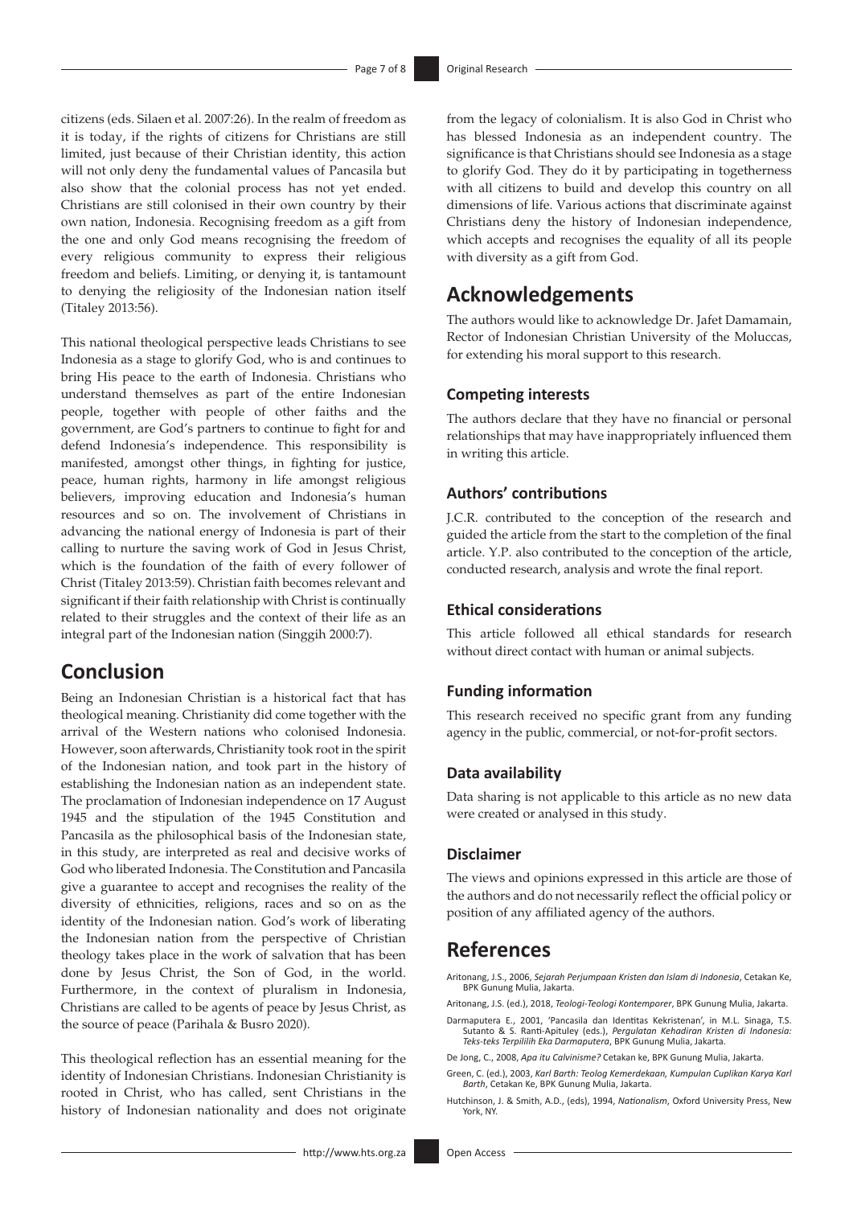citizens (eds. Silaen et al. 2007:26). In the realm of freedom as it is today, if the rights of citizens for Christians are still limited, just because of their Christian identity, this action will not only deny the fundamental values of Pancasila but also show that the colonial process has not yet ended. Christians are still colonised in their own country by their own nation, Indonesia. Recognising freedom as a gift from the one and only God means recognising the freedom of every religious community to express their religious freedom and beliefs. Limiting, or denying it, is tantamount to denying the religiosity of the Indonesian nation itself (Titaley 2013:56).

This national theological perspective leads Christians to see Indonesia as a stage to glorify God, who is and continues to bring His peace to the earth of Indonesia. Christians who understand themselves as part of the entire Indonesian people, together with people of other faiths and the government, are God's partners to continue to fight for and defend Indonesia's independence. This responsibility is manifested, amongst other things, in fighting for justice, peace, human rights, harmony in life amongst religious believers, improving education and Indonesia's human resources and so on. The involvement of Christians in advancing the national energy of Indonesia is part of their calling to nurture the saving work of God in Jesus Christ, which is the foundation of the faith of every follower of Christ (Titaley 2013:59). Christian faith becomes relevant and significant if their faith relationship with Christ is continually related to their struggles and the context of their life as an integral part of the Indonesian nation (Singgih 2000:7).

## Conclusion

Being an Indonesian Christian is a historical fact that has theological meaning. Christianity did come together with the arrival of the Western nations who colonised Indonesia. However, soon afterwards, Christianity took root in the spirit of the Indonesian nation, and took part in the history of establishing the Indonesian nation as an independent state. The proclamation of Indonesian independence on 17 August 1945 and the stipulation of the 1945 Constitution and Pancasila as the philosophical basis of the Indonesian state, in this study, are interpreted as real and decisive works of God who liberated Indonesia. The Constitution and Pancasila give a guarantee to accept and recognises the reality of the diversity of ethnicities, religions, races and so on as the identity of the Indonesian nation. God's work of liberating the Indonesian nation from the perspective of Christian theology takes place in the work of salvation that has been done by Jesus Christ, the Son of God, in the world. Furthermore, in the context of pluralism in Indonesia, Christians are called to be agents of peace by Jesus Christ, as the source of peace (Parihala & Busro 2020).

This theological reflection has an essential meaning for the identity of Indonesian Christians. Indonesian Christianity is rooted in Christ, who has called, sent Christians in the history of Indonesian nationality and does not originate from the legacy of colonialism. It is also God in Christ who has blessed Indonesia as an independent country. The significance is that Christians should see Indonesia as a stage to glorify God. They do it by participating in togetherness with all citizens to build and develop this country on all dimensions of life. Various actions that discriminate against Christians deny the history of Indonesian independence, which accepts and recognises the equality of all its people with diversity as a gift from God.

## Acknowledgements

The authors would like to acknowledge Dr. Jafet Damamain, Rector of Indonesian Christian University of the Moluccas, for extending his moral support to this research.

### Competing interests

The authors declare that they have no financial or personal relationships that may have inappropriately influenced them in writing this article.

### Authors' contributions

J.C.R. contributed to the conception of the research and guided the article from the start to the completion of the final article. Y.P. also contributed to the conception of the article, conducted research, analysis and wrote the final report.

### Ethical considerations

This article followed all ethical standards for research without direct contact with human or animal subjects.

### Funding information

This research received no specific grant from any funding agency in the public, commercial, or not-for-profit sectors.

### Data availability

Data sharing is not applicable to this article as no new data were created or analysed in this study.

### Disclaimer

The views and opinions expressed in this article are those of the authors and do not necessarily reflect the official policy or position of any affiliated agency of the authors.

## References

Aritonang, J.S., 2006, *Sejarah Perjumpaan Kristen dan Islam di Indonesia*, Cetakan Ke, BPK Gunung Mulia, Jakarta.

Aritonang, J.S. (ed.), 2018, *Teologi-Teologi Kontemporer*, BPK Gunung Mulia, Jakarta.

Darmaputera E., 2001, 'Pancasila dan Identitas Kekristenan', in M.L. Sinaga, T.S. Sutanto & S. Ranti-Apituley (eds.), *Pergulatan Kehadiran Kristen di Indonesia: Teks-teks Terpililih Eka Darmaputera*, BPK Gunung Mulia, Jakarta.

De Jong, C., 2008, *Apa itu Calvinisme?* Cetakan ke, BPK Gunung Mulia, Jakarta.

Green, C. (ed.), 2003, *Karl Barth: Teolog Kemerdekaan, Kumpulan Cuplikan Karya Karl Barth*, Cetakan Ke, BPK Gunung Mulia, Jakarta.

Hutchinson, J. & Smith, A.D., (eds), 1994, *Nationalism*, Oxford University Press, New York, NY.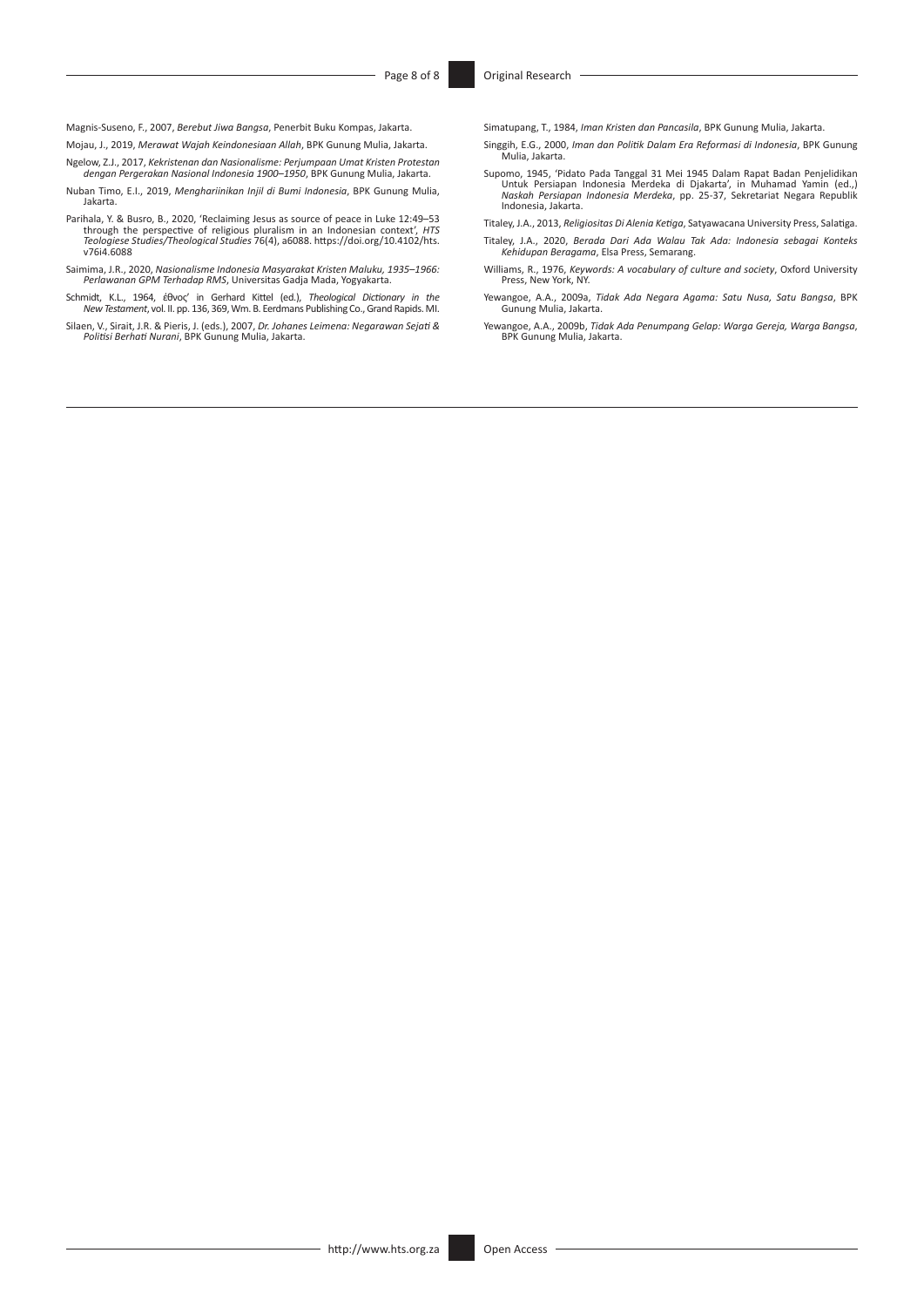Magnis-Suseno, F., 2007, *Berebut Jiwa Bangsa*, Penerbit Buku Kompas, Jakarta.

Mojau, J., 2019, *Merawat Wajah Keindonesiaan Allah*, BPK Gunung Mulia, Jakarta.

Ngelow, Z.J., 2017, *Kekristenan dan Nasionalisme: Perjumpaan Umat Kristen Protestan dengan Pergerakan Nasional Indonesia 1900–1950*, BPK Gunung Mulia, Jakarta.

Nuban Timo, E.I., 2019, *Menghariinikan Injil di Bumi Indonesia*, BPK Gunung Mulia, Jakarta.

Parihala, Y. & Busro, B., 2020, 'Reclaiming Jesus as source of peace in Luke 12:49–53 through the perspective of religious pluralism in an Indonesian context', *HTS Teologiese Studies/Theological Studies* 76(4), a6088. https://doi.org/10.4102/hts.v76i4.6088

Saimima, J.R., 2020, *Nasionalisme Indonesia Masyarakat Kristen Maluku, 1935–1966: Perlawanan GPM Terhadap RMS*, Universitas Gadja Mada, Yogyakarta.

Schmidt, K.L., 1964, ἔθνος' in Gerhard Kittel (ed.), *Theological Dictionary in the New Testament*, vol. II. pp. 136, 369, Wm. B. Eerdmans Publishing Co., Grand Rapids. MI.

Silaen, V., Sirait, J.R. & Pieris, J. (eds.), 2007, *Dr. Johanes Leimena: Negarawan Sejati & Politisi Berhati Nurani*, BPK Gunung Mulia, Jakarta.

Simatupang, T., 1984, *Iman Kristen dan Pancasila*, BPK Gunung Mulia, Jakarta.

Singgih, E.G., 2000, *Iman dan Politik Dalam Era Reformasi di Indonesia*, BPK Gunung Mulia, Jakarta.

Supomo, 1945, 'Pidato Pada Tanggal 31 Mei 1945 Dalam Rapat Badan Penjelidikan Untuk Persiapan Indonesia Merdeka di Djakarta', in Muhamad Yamin (ed.,) *Naskah Persiapan Indonesia Merdeka*, pp. 25-37, Sekretariat Negara Republik Indonesia, Jakarta.

Titaley, J.A., 2013, *Religiositas Di Alenia Ketiga*, Satyawacana University Press, Salatiga.

Titaley, J.A., 2020, *Berada Dari Ada Walau Tak Ada: Indonesia sebagai Konteks Kehidupan Beragama*, Elsa Press, Semarang.

Williams, R., 1976, *Keywords: A vocabulary of culture and society*, Oxford University Press, New York, NY.

Yewangoe, A.A., 2009a, *Tidak Ada Negara Agama: Satu Nusa, Satu Bangsa*, BPK Gunung Mulia, Jakarta.

Yewangoe, A.A., 2009b, *Tidak Ada Penumpang Gelap: Warga Gereja, Warga Bangsa*, BPK Gunung Mulia, Jakarta.